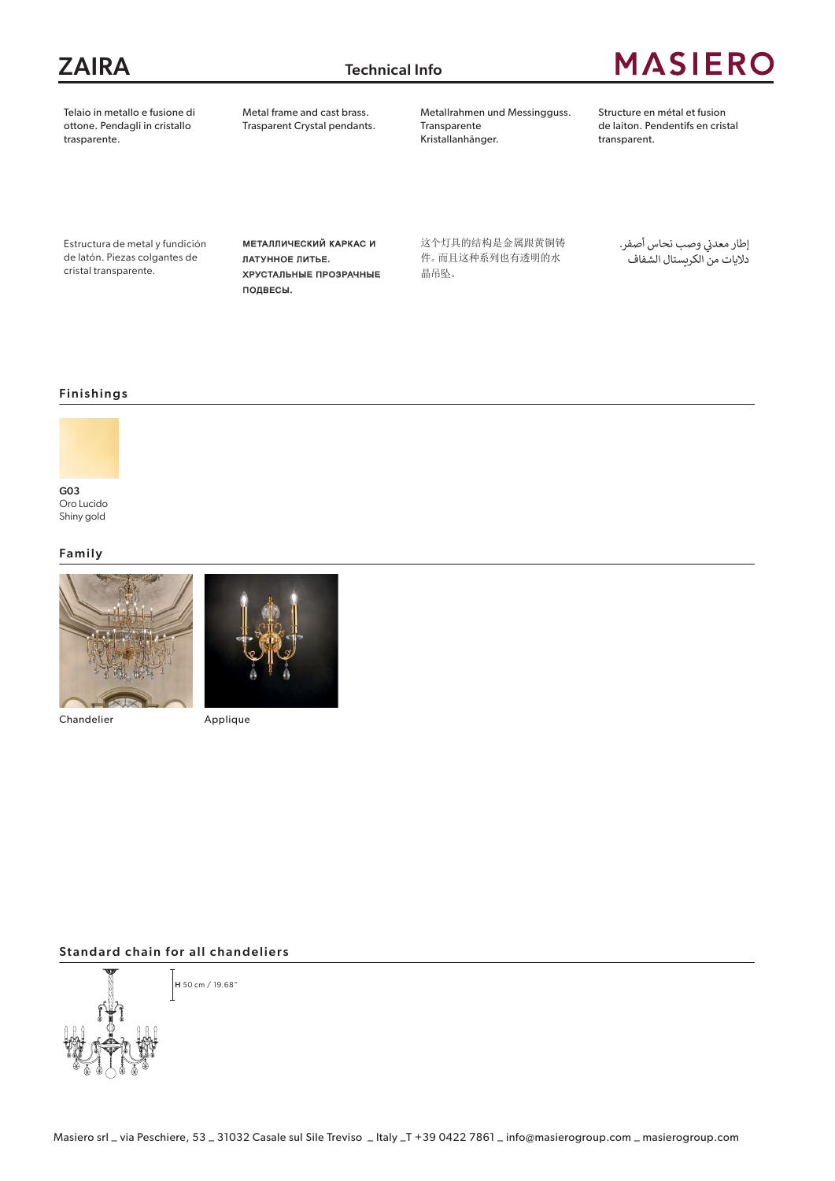# ZAIRA

Technical Info

MASIERO

Telaio in metallo e fusione di ottone. Pendagli in cristallo trasparente.

Metal frame and cast brass. Trasparent Crystal pendants.

Metallrahmen und Messingguss. Transparente Kristallanhänger.

Structure en métal et fusion de laiton. Pendentifs en cristal transparent.

Estructura de metal y fundición de latón. Piezas colgantes de cristal transparente.

**МЕТАЛЛИЧЕСКИЙ КАРКАС И ЛАТУННОЕ ЛИТЬЕ. ХРУСТАЛЬНЫЕ ПРОЗРАЧНЫЕ ПОДВЕСЫ.**

这个灯具的结构是金属跟黄铜铸件。而且这种系列也有透明的水晶吊坠。

إطار معدني وصب نحاس أصفر.
دلايات من الكريستال الشفاف

## Finishings

**G03**
Oro Lucido
Shiny gold

## Family

Chandelier

Applique

## Standard chain for all chandeliers

H 50 cm / 19.68"

Masiero srl _ via Peschiere, 53 _ 31032 Casale sul Sile Treviso _ Italy _T +39 0422 7861 _ info@masierogroup.com _ masierogroup.com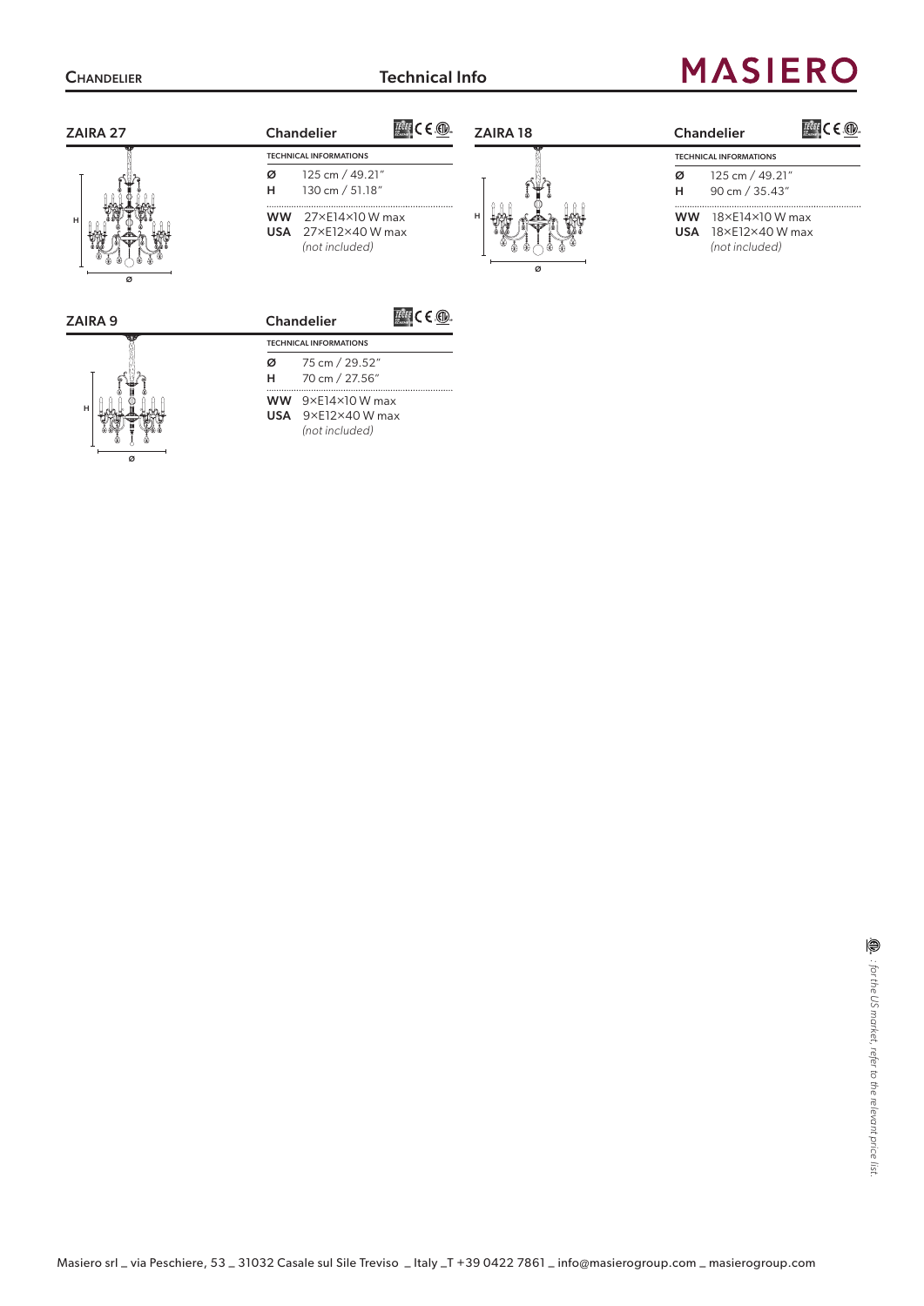## ZAIRA 27

**Chandelier**

TECHNICAL INFORMATIONS

| | |
|---|---|
| **Ø** | 125 cm / 49.21" |
| **H** | 130 cm / 51.18" |
| **WW** | 27×E14×10 W max |
| **USA** | 27×E12×40 W max *(not included)* |

## ZAIRA 18

**Chandelier**

TECHNICAL INFORMATIONS

| | |
|---|---|
| **Ø** | 125 cm / 49.21" |
| **H** | 90 cm / 35.43" |
| **WW** | 18×E14×10 W max |
| **USA** | 18×E12×40 W max *(not included)* |

## ZAIRA 9

**Chandelier**

TECHNICAL INFORMATIONS

| | |
|---|---|
| **Ø** | 75 cm / 29.52" |
| **H** | 70 cm / 27.56" |
| **WW** | 9×E14×10 W max |
| **USA** | 9×E12×40 W max *(not included)* |

*: for the US market, refer to the relevant price list.*

Masiero srl _ via Peschiere, 53 _ 31032 Casale sul Sile Treviso _ Italy _T +39 0422 7861 _ info@masierogroup.com _ masierogroup.com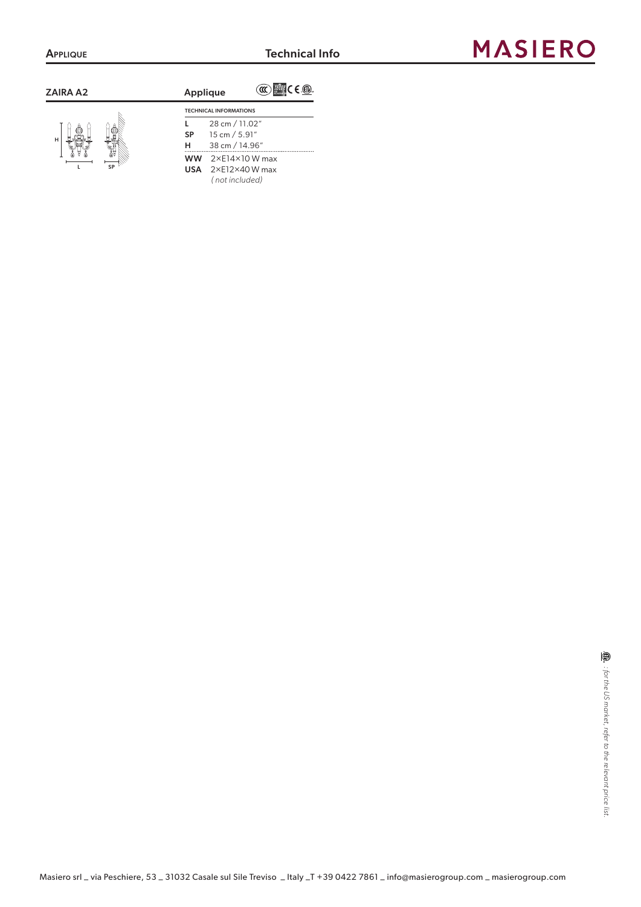## ZAIRA A2

**Applique**

TECHNICAL INFORMATIONS

| | |
|---|---|
| **L** | 28 cm / 11.02" |
| **SP** | 15 cm / 5.91" |
| **H** | 38 cm / 14.96" |
| **WW** | 2×E14×10 W max |
| **USA** | 2×E12×40 W max |
| | *(not included)* |

*: for the US market, refer to the relevant price list.*

Masiero srl _ via Peschiere, 53 _ 31032 Casale sul Sile Treviso _ Italy _T +39 0422 7861 _ info@masierogroup.com _ masierogroup.com